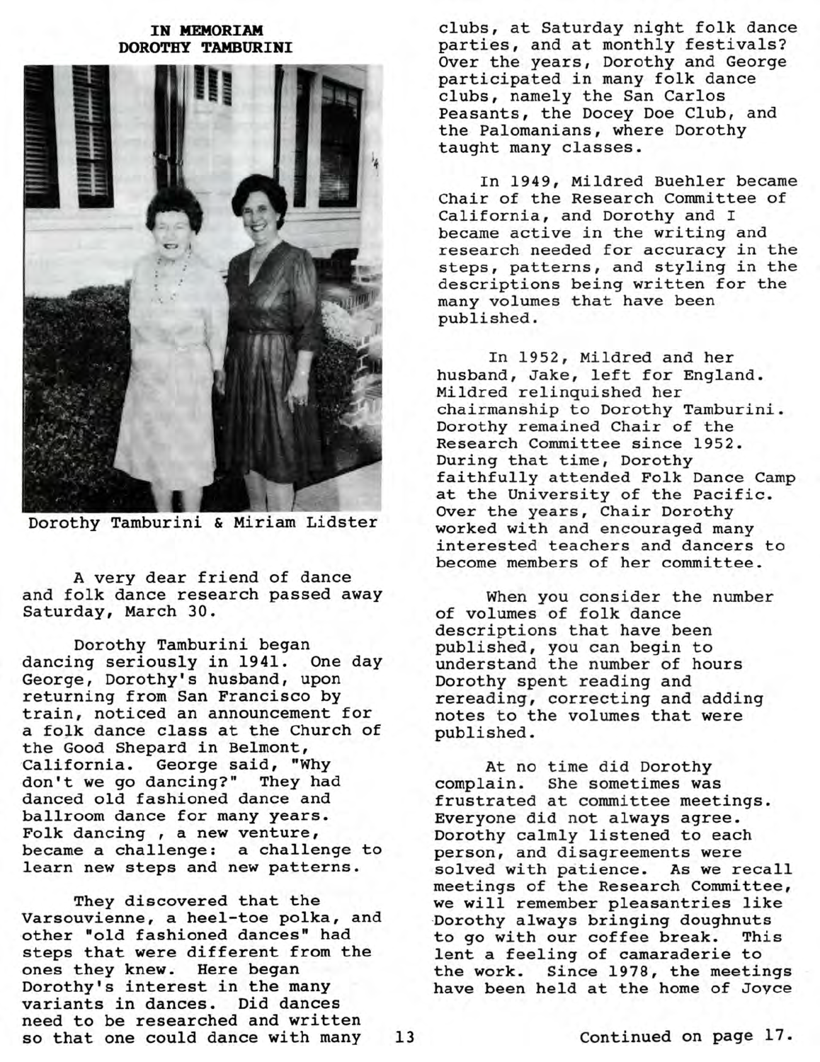## IN MEMORIAM
## DOROTHY TAMBURINI

Dorothy Tamburini & Miriam Lidster

A very dear friend of dance and folk dance research passed away Saturday, March 30.

Dorothy Tamburini began dancing seriously in 1941. One day George, Dorothy's husband, upon returning from San Francisco by train, noticed an announcement for a folk dance class at the Church of the Good Shepard in Belmont, California. George said, "Why don't we go dancing?" They had danced old fashioned dance and ballroom dance for many years. Folk dancing , a new venture, became a challenge: a challenge to learn new steps and new patterns.

They discovered that the Varsouvienne, a heel-toe polka, and other "old fashioned dances" had steps that were different from the ones they knew. Here began Dorothy's interest in the many variants in dances. Did dances need to be researched and written so that one could dance with many clubs, at Saturday night folk dance parties, and at monthly festivals? Over the years, Dorothy and George participated in many folk dance clubs, namely the San Carlos Peasants, the Docey Doe Club, and the Palomanians, where Dorothy taught many classes.

In 1949, Mildred Buehler became Chair of the Research Committee of California, and Dorothy and I became active in the writing and research needed for accuracy in the steps, patterns, and styling in the descriptions being written for the many volumes that have been published.

In 1952, Mildred and her husband, Jake, left for England. Mildred relinquished her chairmanship to Dorothy Tamburini. Dorothy remained Chair of the Research Committee since 1952. During that time, Dorothy faithfully attended Folk Dance Camp at the University of the Pacific. Over the years, Chair Dorothy worked with and encouraged many interested teachers and dancers to become members of her committee.

When you consider the number of volumes of folk dance descriptions that have been published, you can begin to understand the number of hours Dorothy spent reading and rereading, correcting and adding notes to the volumes that were published.

At no time did Dorothy complain. She sometimes was frustrated at committee meetings. Everyone did not always agree. Dorothy calmly listened to each person, and disagreements were solved with patience. As we recall meetings of the Research Committee, we will remember pleasantries like Dorothy always bringing doughnuts to go with our coffee break. This lent a feeling of camaraderie to the work. Since 1978, the meetings have been held at the home of Joyce

Continued on page 17.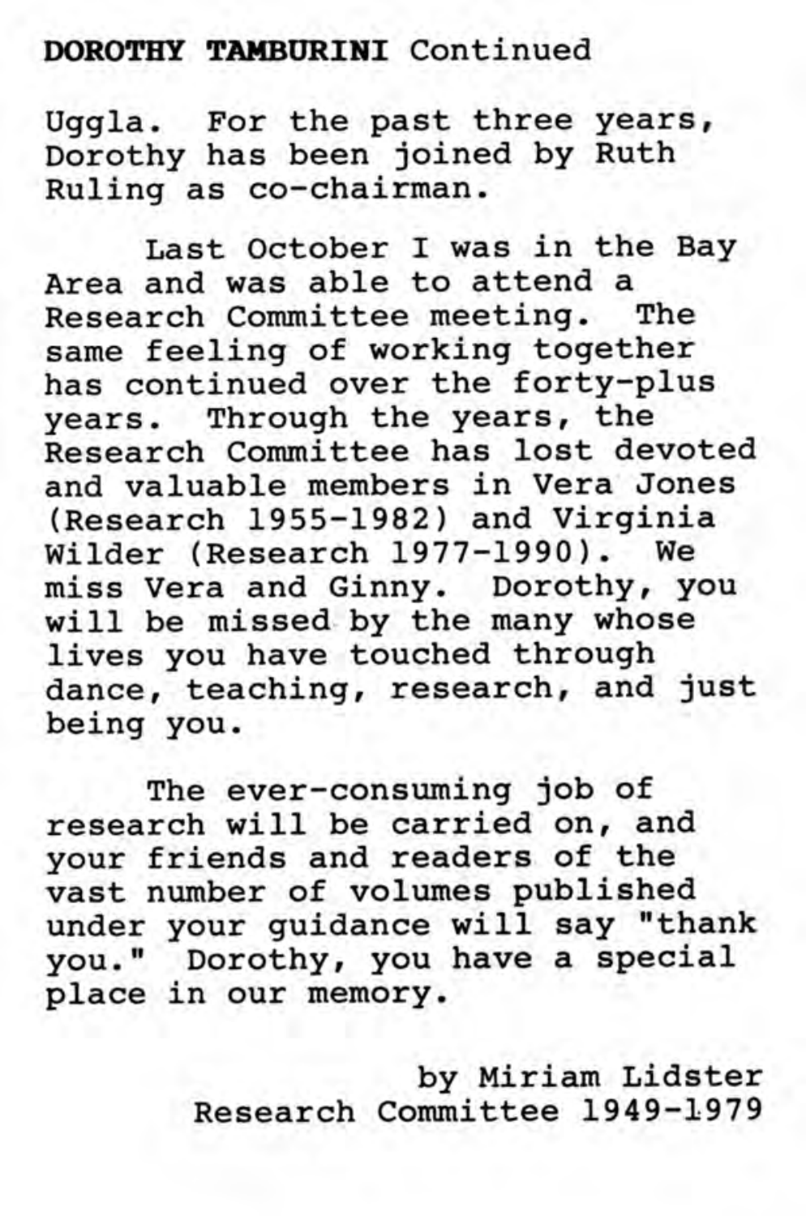**DOROTHY TAMBURINI** Continued

Uggla. For the past three years, Dorothy has been joined by Ruth Ruling as co-chairman.

Last October I was in the Bay Area and was able to attend a Research Committee meeting. The same feeling of working together has continued over the forty-plus years. Through the years, the Research Committee has lost devoted and valuable members in Vera Jones (Research 1955-1982) and Virginia Wilder (Research 1977-1990). We miss Vera and Ginny. Dorothy, you will be missed by the many whose lives you have touched through dance, teaching, research, and just being you.

The ever-consuming job of research will be carried on, and your friends and readers of the vast number of volumes published under your guidance will say "thank you." Dorothy, you have a special place in our memory.

by Miriam Lidster
Research Committee 1949-1979